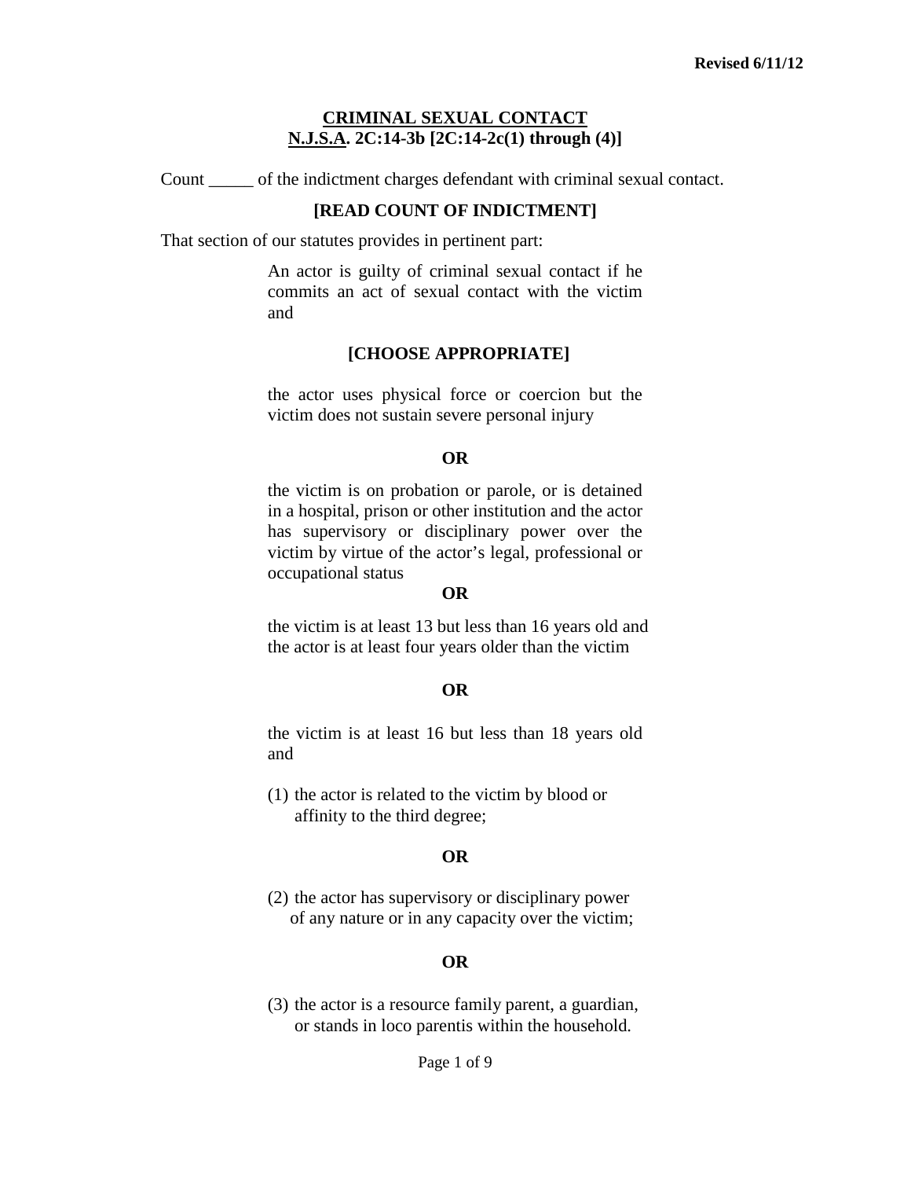Revised 6/11/12

## CRIMINAL SEXUAL CONTACT
## N.J.S.A. 2C:14-3b [2C:14-2c(1) through (4)]

Count _____ of the indictment charges defendant with criminal sexual contact.

**[READ COUNT OF INDICTMENT]**

That section of our statutes provides in pertinent part:

> An actor is guilty of criminal sexual contact if he commits an act of sexual contact with the victim and
>
> **[CHOOSE APPROPRIATE]**
>
> the actor uses physical force or coercion but the victim does not sustain severe personal injury
>
> **OR**
>
> the victim is on probation or parole, or is detained in a hospital, prison or other institution and the actor has supervisory or disciplinary power over the victim by virtue of the actor's legal, professional or occupational status
>
> **OR**
>
> the victim is at least 13 but less than 16 years old and the actor is at least four years older than the victim
>
> **OR**
>
> the victim is at least 16 but less than 18 years old and
>
> (1) the actor is related to the victim by blood or affinity to the third degree;
>
> **OR**
>
> (2) the actor has supervisory or disciplinary power of any nature or in any capacity over the victim;
>
> **OR**
>
> (3) the actor is a resource family parent, a guardian, or stands in loco parentis within the household.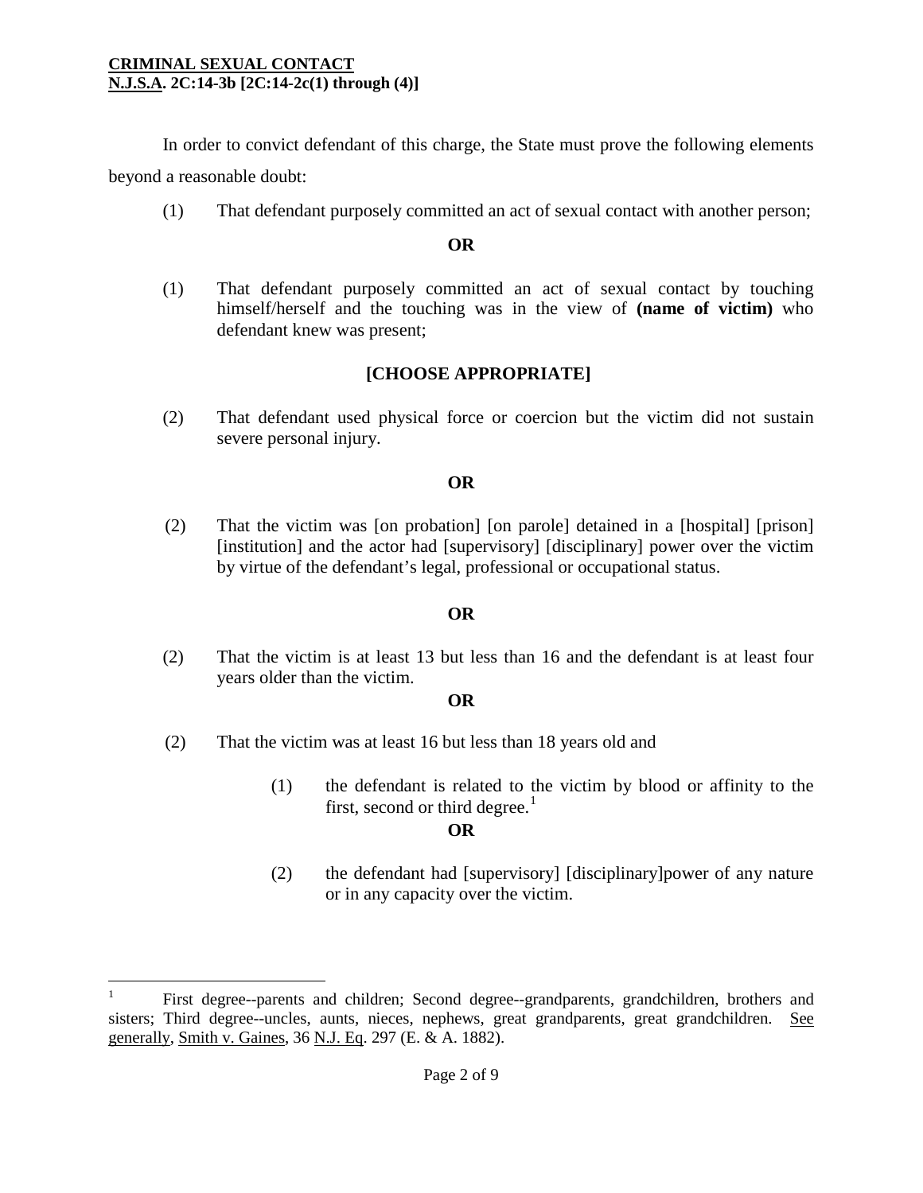**CRIMINAL SEXUAL CONTACT**
**N.J.S.A. 2C:14-3b [2C:14-2c(1) through (4)]**

In order to convict defendant of this charge, the State must prove the following elements beyond a reasonable doubt:

(1) That defendant purposely committed an act of sexual contact with another person;

**OR**

(1) That defendant purposely committed an act of sexual contact by touching himself/herself and the touching was in the view of **(name of victim)** who defendant knew was present;

**[CHOOSE APPROPRIATE]**

(2) That defendant used physical force or coercion but the victim did not sustain severe personal injury.

**OR**

(2) That the victim was [on probation] [on parole] detained in a [hospital] [prison] [institution] and the actor had [supervisory] [disciplinary] power over the victim by virtue of the defendant's legal, professional or occupational status.

**OR**

(2) That the victim is at least 13 but less than 16 and the defendant is at least four years older than the victim.

**OR**

(2) That the victim was at least 16 but less than 18 years old and

> (1) the defendant is related to the victim by blood or affinity to the first, second or third degree.[1]
>
> **OR**
>
> (2) the defendant had [supervisory] [disciplinary]power of any nature or in any capacity over the victim.

---

[1] First degree--parents and children; Second degree--grandparents, grandchildren, brothers and sisters; Third degree--uncles, aunts, nieces, nephews, great grandparents, great grandchildren. See generally, Smith v. Gaines, 36 N.J. Eq. 297 (E. & A. 1882).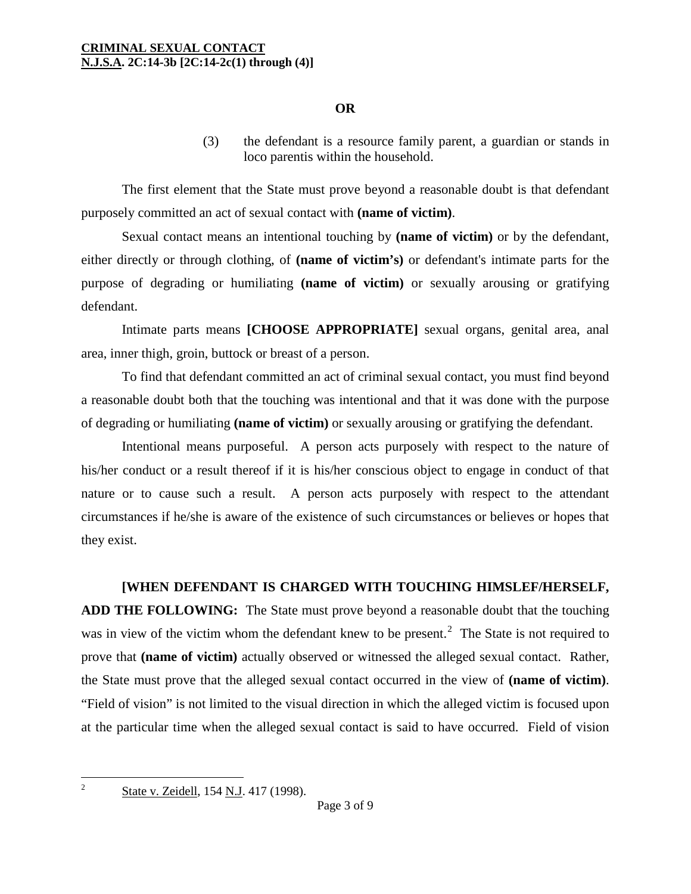**OR**

(3) the defendant is a resource family parent, a guardian or stands in loco parentis within the household.

The first element that the State must prove beyond a reasonable doubt is that defendant purposely committed an act of sexual contact with **(name of victim)**.

Sexual contact means an intentional touching by **(name of victim)** or by the defendant, either directly or through clothing, of **(name of victim's)** or defendant's intimate parts for the purpose of degrading or humiliating **(name of victim)** or sexually arousing or gratifying defendant.

Intimate parts means **[CHOOSE APPROPRIATE]** sexual organs, genital area, anal area, inner thigh, groin, buttock or breast of a person.

To find that defendant committed an act of criminal sexual contact, you must find beyond a reasonable doubt both that the touching was intentional and that it was done with the purpose of degrading or humiliating **(name of victim)** or sexually arousing or gratifying the defendant.

Intentional means purposeful. A person acts purposely with respect to the nature of his/her conduct or a result thereof if it is his/her conscious object to engage in conduct of that nature or to cause such a result. A person acts purposely with respect to the attendant circumstances if he/she is aware of the existence of such circumstances or believes or hopes that they exist.

**[WHEN DEFENDANT IS CHARGED WITH TOUCHING HIMSLEF/HERSELF, ADD THE FOLLOWING:** The State must prove beyond a reasonable doubt that the touching was in view of the victim whom the defendant knew to be present.[2] The State is not required to prove that **(name of victim)** actually observed or witnessed the alleged sexual contact. Rather, the State must prove that the alleged sexual contact occurred in the view of **(name of victim)**. "Field of vision" is not limited to the visual direction in which the alleged victim is focused upon at the particular time when the alleged sexual contact is said to have occurred. Field of vision

---

[2] State v. Zeidell, 154 N.J. 417 (1998).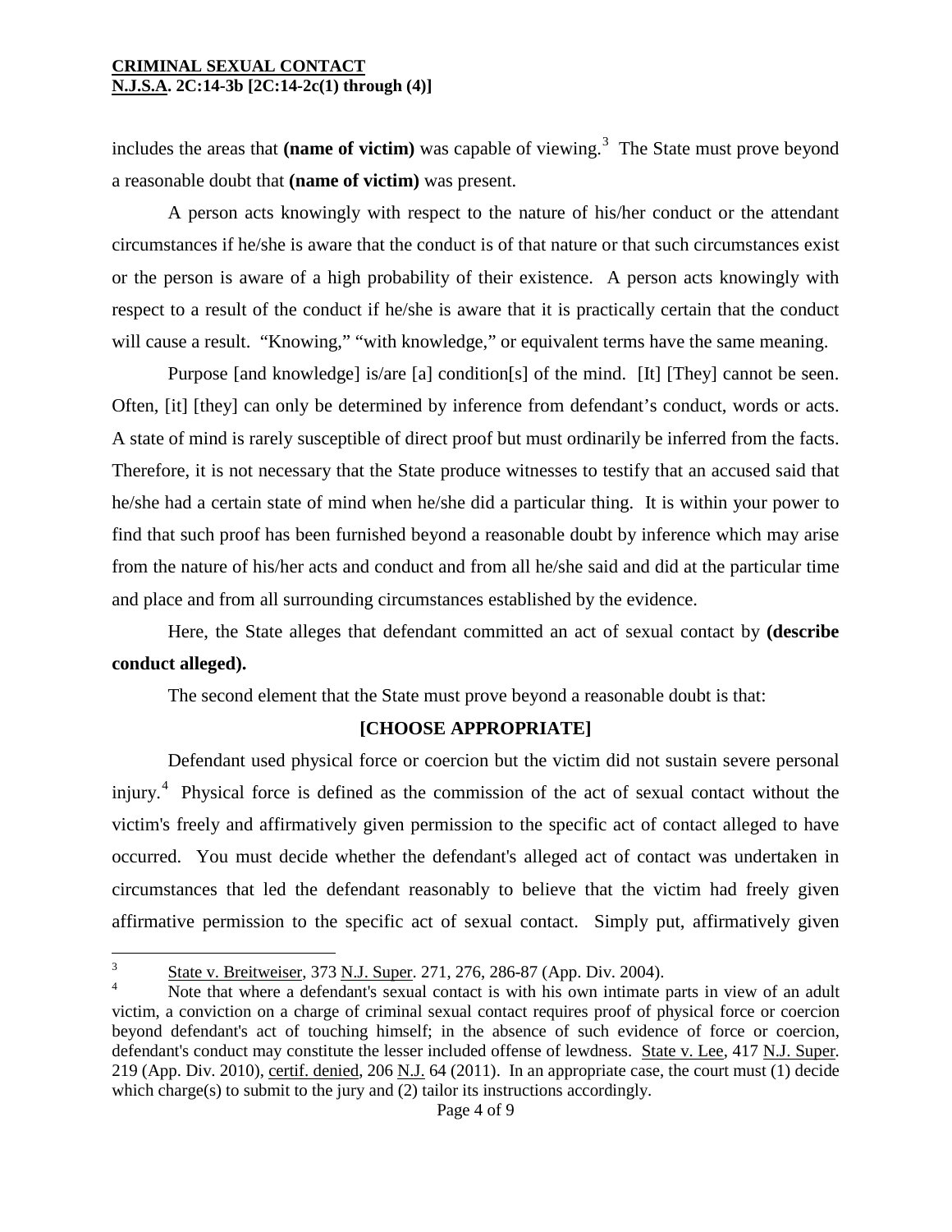includes the areas that **(name of victim)** was capable of viewing.[3] The State must prove beyond a reasonable doubt that **(name of victim)** was present.

A person acts knowingly with respect to the nature of his/her conduct or the attendant circumstances if he/she is aware that the conduct is of that nature or that such circumstances exist or the person is aware of a high probability of their existence. A person acts knowingly with respect to a result of the conduct if he/she is aware that it is practically certain that the conduct will cause a result. "Knowing," "with knowledge," or equivalent terms have the same meaning.

Purpose [and knowledge] is/are [a] condition[s] of the mind. [It] [They] cannot be seen. Often, [it] [they] can only be determined by inference from defendant's conduct, words or acts. A state of mind is rarely susceptible of direct proof but must ordinarily be inferred from the facts. Therefore, it is not necessary that the State produce witnesses to testify that an accused said that he/she had a certain state of mind when he/she did a particular thing. It is within your power to find that such proof has been furnished beyond a reasonable doubt by inference which may arise from the nature of his/her acts and conduct and from all he/she said and did at the particular time and place and from all surrounding circumstances established by the evidence.

Here, the State alleges that defendant committed an act of sexual contact by **(describe conduct alleged).**

The second element that the State must prove beyond a reasonable doubt is that:

**[CHOOSE APPROPRIATE]**

Defendant used physical force or coercion but the victim did not sustain severe personal injury.[4] Physical force is defined as the commission of the act of sexual contact without the victim's freely and affirmatively given permission to the specific act of contact alleged to have occurred. You must decide whether the defendant's alleged act of contact was undertaken in circumstances that led the defendant reasonably to believe that the victim had freely given affirmative permission to the specific act of sexual contact. Simply put, affirmatively given

---

[3] State v. Breitweiser, 373 N.J. Super. 271, 276, 286-87 (App. Div. 2004).

[4] Note that where a defendant's sexual contact is with his own intimate parts in view of an adult victim, a conviction on a charge of criminal sexual contact requires proof of physical force or coercion beyond defendant's act of touching himself; in the absence of such evidence of force or coercion, defendant's conduct may constitute the lesser included offense of lewdness. State v. Lee, 417 N.J. Super. 219 (App. Div. 2010), certif. denied, 206 N.J. 64 (2011). In an appropriate case, the court must (1) decide which charge(s) to submit to the jury and (2) tailor its instructions accordingly.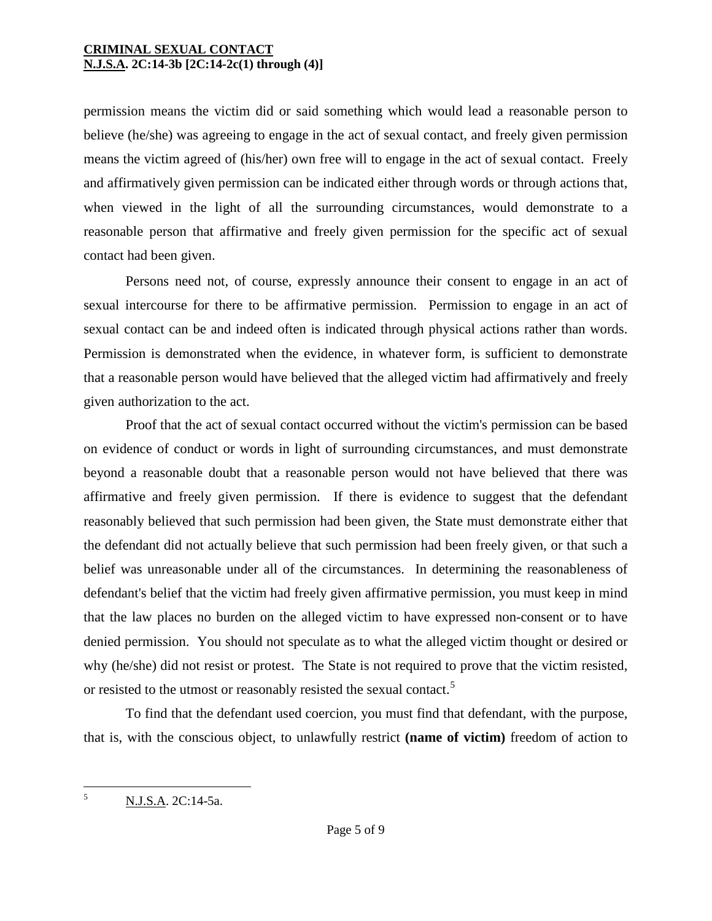permission means the victim did or said something which would lead a reasonable person to believe (he/she) was agreeing to engage in the act of sexual contact, and freely given permission means the victim agreed of (his/her) own free will to engage in the act of sexual contact. Freely and affirmatively given permission can be indicated either through words or through actions that, when viewed in the light of all the surrounding circumstances, would demonstrate to a reasonable person that affirmative and freely given permission for the specific act of sexual contact had been given.

Persons need not, of course, expressly announce their consent to engage in an act of sexual intercourse for there to be affirmative permission. Permission to engage in an act of sexual contact can be and indeed often is indicated through physical actions rather than words. Permission is demonstrated when the evidence, in whatever form, is sufficient to demonstrate that a reasonable person would have believed that the alleged victim had affirmatively and freely given authorization to the act.

Proof that the act of sexual contact occurred without the victim's permission can be based on evidence of conduct or words in light of surrounding circumstances, and must demonstrate beyond a reasonable doubt that a reasonable person would not have believed that there was affirmative and freely given permission. If there is evidence to suggest that the defendant reasonably believed that such permission had been given, the State must demonstrate either that the defendant did not actually believe that such permission had been freely given, or that such a belief was unreasonable under all of the circumstances. In determining the reasonableness of defendant's belief that the victim had freely given affirmative permission, you must keep in mind that the law places no burden on the alleged victim to have expressed non-consent or to have denied permission. You should not speculate as to what the alleged victim thought or desired or why (he/she) did not resist or protest. The State is not required to prove that the victim resisted, or resisted to the utmost or reasonably resisted the sexual contact.[5]

To find that the defendant used coercion, you must find that defendant, with the purpose, that is, with the conscious object, to unlawfully restrict **(name of victim)** freedom of action to

---

[5] N.J.S.A. 2C:14-5a.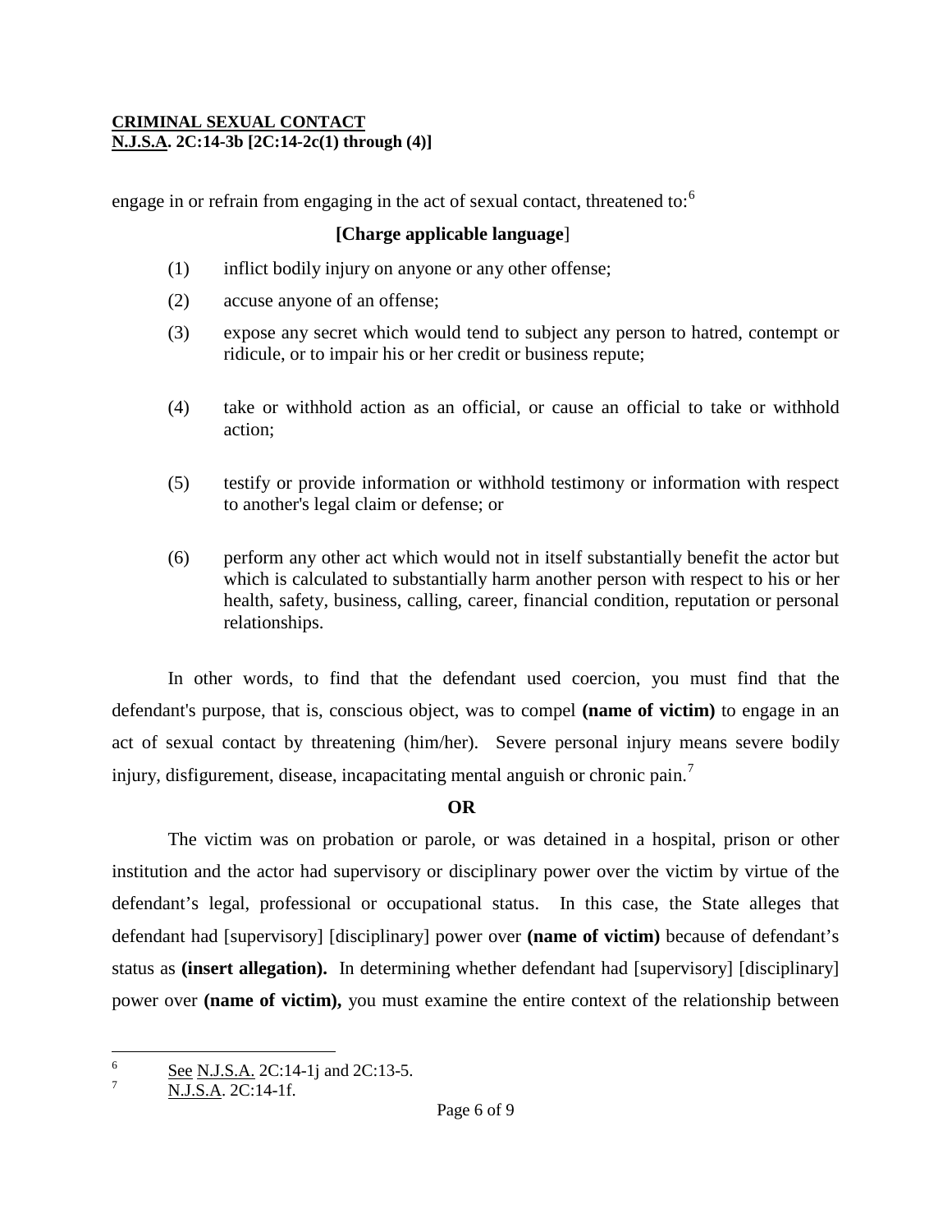engage in or refrain from engaging in the act of sexual contact, threatened to:[6]

**[Charge applicable language**]

(1) inflict bodily injury on anyone or any other offense;

(2) accuse anyone of an offense;

(3) expose any secret which would tend to subject any person to hatred, contempt or ridicule, or to impair his or her credit or business repute;

(4) take or withhold action as an official, or cause an official to take or withhold action;

(5) testify or provide information or withhold testimony or information with respect to another's legal claim or defense; or

(6) perform any other act which would not in itself substantially benefit the actor but which is calculated to substantially harm another person with respect to his or her health, safety, business, calling, career, financial condition, reputation or personal relationships.

In other words, to find that the defendant used coercion, you must find that the defendant's purpose, that is, conscious object, was to compel **(name of victim)** to engage in an act of sexual contact by threatening (him/her). Severe personal injury means severe bodily injury, disfigurement, disease, incapacitating mental anguish or chronic pain.[7]

**OR**

The victim was on probation or parole, or was detained in a hospital, prison or other institution and the actor had supervisory or disciplinary power over the victim by virtue of the defendant's legal, professional or occupational status. In this case, the State alleges that defendant had [supervisory] [disciplinary] power over **(name of victim)** because of defendant's status as **(insert allegation).** In determining whether defendant had [supervisory] [disciplinary] power over **(name of victim),** you must examine the entire context of the relationship between

---

[6] See N.J.S.A. 2C:14-1j and 2C:13-5.

[7] N.J.S.A. 2C:14-1f.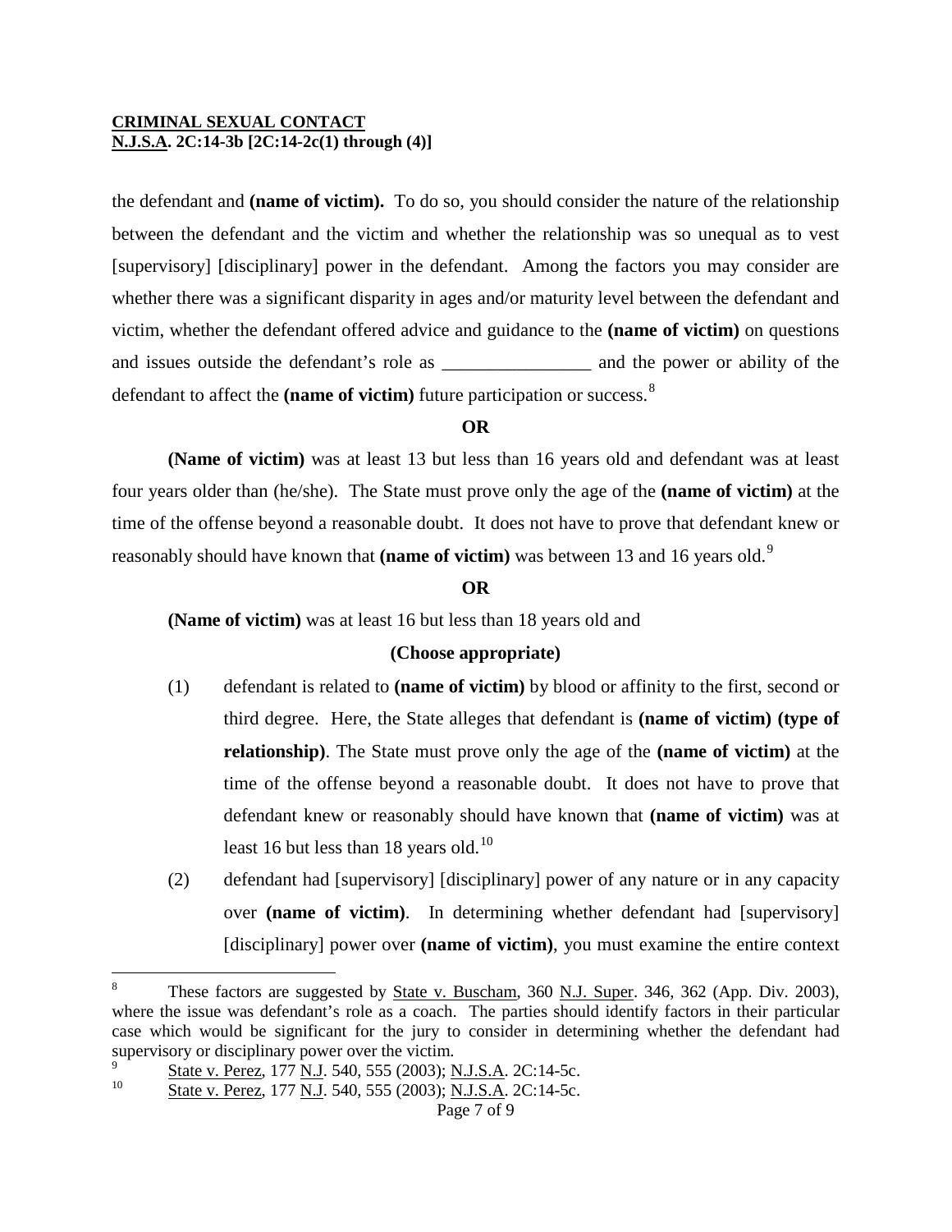the defendant and **(name of victim).** To do so, you should consider the nature of the relationship between the defendant and the victim and whether the relationship was so unequal as to vest [supervisory] [disciplinary] power in the defendant. Among the factors you may consider are whether there was a significant disparity in ages and/or maturity level between the defendant and victim, whether the defendant offered advice and guidance to the **(name of victim)** on questions and issues outside the defendant's role as ________________ and the power or ability of the defendant to affect the **(name of victim)** future participation or success.[8]

**OR**

**(Name of victim)** was at least 13 but less than 16 years old and defendant was at least four years older than (he/she). The State must prove only the age of the **(name of victim)** at the time of the offense beyond a reasonable doubt. It does not have to prove that defendant knew or reasonably should have known that **(name of victim)** was between 13 and 16 years old.[9]

**OR**

**(Name of victim)** was at least 16 but less than 18 years old and

**(Choose appropriate)**

(1) defendant is related to **(name of victim)** by blood or affinity to the first, second or third degree. Here, the State alleges that defendant is **(name of victim) (type of relationship)**. The State must prove only the age of the **(name of victim)** at the time of the offense beyond a reasonable doubt. It does not have to prove that defendant knew or reasonably should have known that **(name of victim)** was at least 16 but less than 18 years old.[10]

(2) defendant had [supervisory] [disciplinary] power of any nature or in any capacity over **(name of victim)**. In determining whether defendant had [supervisory] [disciplinary] power over **(name of victim)**, you must examine the entire context

---

[8] These factors are suggested by State v. Buscham, 360 N.J. Super. 346, 362 (App. Div. 2003), where the issue was defendant's role as a coach. The parties should identify factors in their particular case which would be significant for the jury to consider in determining whether the defendant had supervisory or disciplinary power over the victim.

[9] State v. Perez, 177 N.J. 540, 555 (2003); N.J.S.A. 2C:14-5c.

[10] State v. Perez, 177 N.J. 540, 555 (2003); N.J.S.A. 2C:14-5c.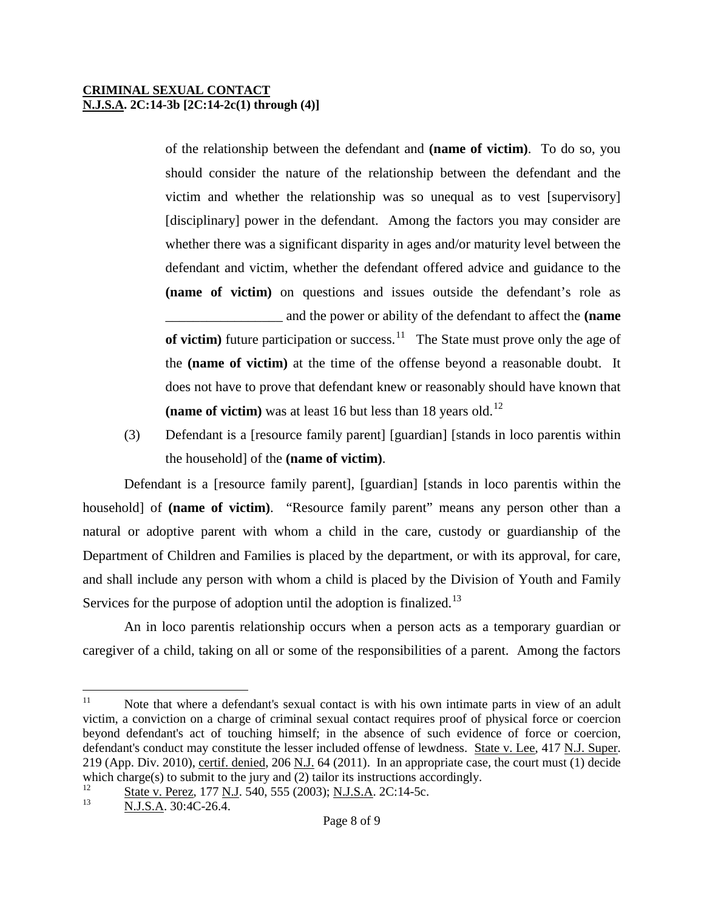of the relationship between the defendant and **(name of victim)**. To do so, you should consider the nature of the relationship between the defendant and the victim and whether the relationship was so unequal as to vest [supervisory] [disciplinary] power in the defendant. Among the factors you may consider are whether there was a significant disparity in ages and/or maturity level between the defendant and victim, whether the defendant offered advice and guidance to the **(name of victim)** on questions and issues outside the defendant's role as _________________ and the power or ability of the defendant to affect the **(name of victim)** future participation or success.[11] The State must prove only the age of the **(name of victim)** at the time of the offense beyond a reasonable doubt. It does not have to prove that defendant knew or reasonably should have known that **(name of victim)** was at least 16 but less than 18 years old.[12]

(3) Defendant is a [resource family parent] [guardian] [stands in loco parentis within the household] of the **(name of victim)**.

Defendant is a [resource family parent], [guardian] [stands in loco parentis within the household] of **(name of victim)**. "Resource family parent" means any person other than a natural or adoptive parent with whom a child in the care, custody or guardianship of the Department of Children and Families is placed by the department, or with its approval, for care, and shall include any person with whom a child is placed by the Division of Youth and Family Services for the purpose of adoption until the adoption is finalized.[13]

An in loco parentis relationship occurs when a person acts as a temporary guardian or caregiver of a child, taking on all or some of the responsibilities of a parent. Among the factors

---

[11] Note that where a defendant's sexual contact is with his own intimate parts in view of an adult victim, a conviction on a charge of criminal sexual contact requires proof of physical force or coercion beyond defendant's act of touching himself; in the absence of such evidence of force or coercion, defendant's conduct may constitute the lesser included offense of lewdness. State v. Lee, 417 N.J. Super. 219 (App. Div. 2010), certif. denied, 206 N.J. 64 (2011). In an appropriate case, the court must (1) decide which charge(s) to submit to the jury and (2) tailor its instructions accordingly.

[12] State v. Perez, 177 N.J. 540, 555 (2003); N.J.S.A. 2C:14-5c.

[13] N.J.S.A. 30:4C-26.4.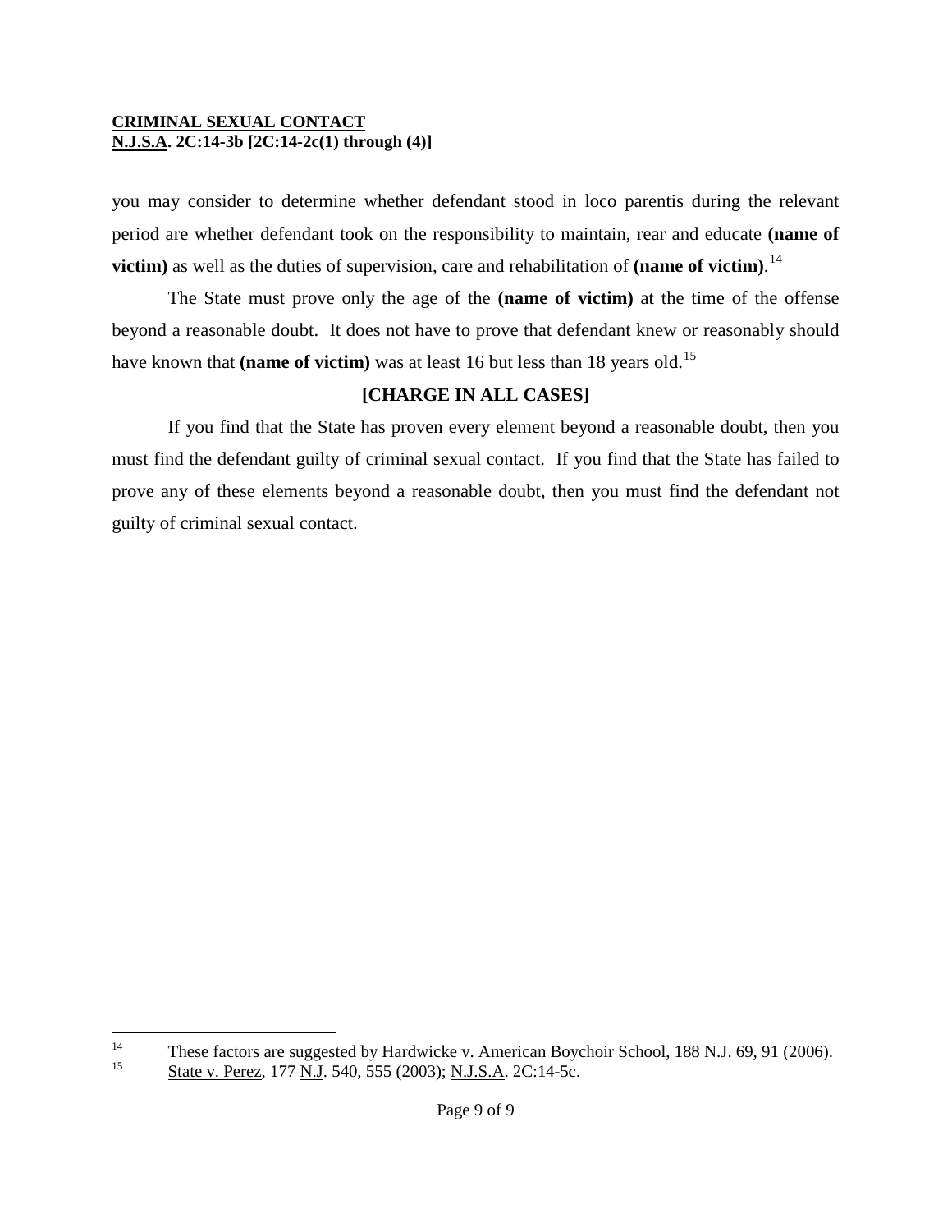you may consider to determine whether defendant stood in loco parentis during the relevant period are whether defendant took on the responsibility to maintain, rear and educate **(name of victim)** as well as the duties of supervision, care and rehabilitation of **(name of victim)**.[14]

The State must prove only the age of the **(name of victim)** at the time of the offense beyond a reasonable doubt. It does not have to prove that defendant knew or reasonably should have known that **(name of victim)** was at least 16 but less than 18 years old.[15]

**[CHARGE IN ALL CASES]**

If you find that the State has proven every element beyond a reasonable doubt, then you must find the defendant guilty of criminal sexual contact. If you find that the State has failed to prove any of these elements beyond a reasonable doubt, then you must find the defendant not guilty of criminal sexual contact.

---

[14] These factors are suggested by Hardwicke v. American Boychoir School, 188 N.J. 69, 91 (2006).

[15] State v. Perez, 177 N.J. 540, 555 (2003); N.J.S.A. 2C:14-5c.